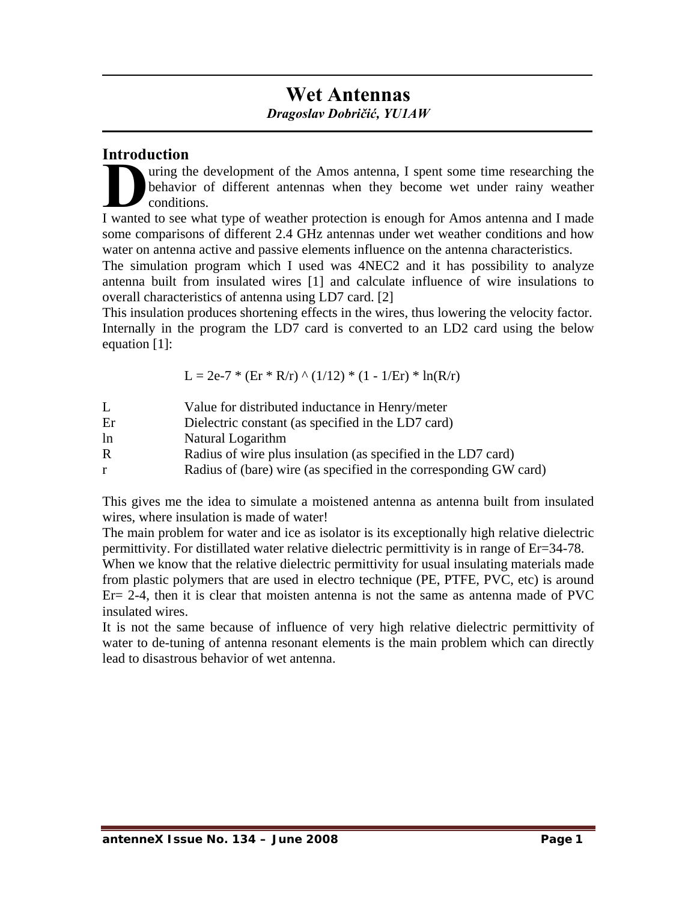# Wet Antennas

***Dragoslav Dobričić, YU1AW***

## Introduction

During the development of the Amos antenna, I spent some time researching the behavior of different antennas when they become wet under rainy weather conditions.

I wanted to see what type of weather protection is enough for Amos antenna and I made some comparisons of different 2.4 GHz antennas under wet weather conditions and how water on antenna active and passive elements influence on the antenna characteristics.

The simulation program which I used was 4NEC2 and it has possibility to analyze antenna built from insulated wires [1] and calculate influence of wire insulations to overall characteristics of antenna using LD7 card. [2]

This insulation produces shortening effects in the wires, thus lowering the velocity factor. Internally in the program the LD7 card is converted to an LD2 card using the below equation [1]:

$$L = 2e\text{-}7 * (Er * R/r)^{(1/12)} * (1 - 1/Er) * \ln(R/r)$$

| | |
|---|---|
| L | Value for distributed inductance in Henry/meter |
| Er | Dielectric constant (as specified in the LD7 card) |
| ln | Natural Logarithm |
| R | Radius of wire plus insulation (as specified in the LD7 card) |
| r | Radius of (bare) wire (as specified in the corresponding GW card) |

This gives me the idea to simulate a moistened antenna as antenna built from insulated wires, where insulation is made of water!

The main problem for water and ice as isolator is its exceptionally high relative dielectric permittivity. For distillated water relative dielectric permittivity is in range of Er=34-78.

When we know that the relative dielectric permittivity for usual insulating materials made from plastic polymers that are used in electro technique (PE, PTFE, PVC, etc) is around Er= 2-4, then it is clear that moisten antenna is not the same as antenna made of PVC insulated wires.

It is not the same because of influence of very high relative dielectric permittivity of water to de-tuning of antenna resonant elements is the main problem which can directly lead to disastrous behavior of wet antenna.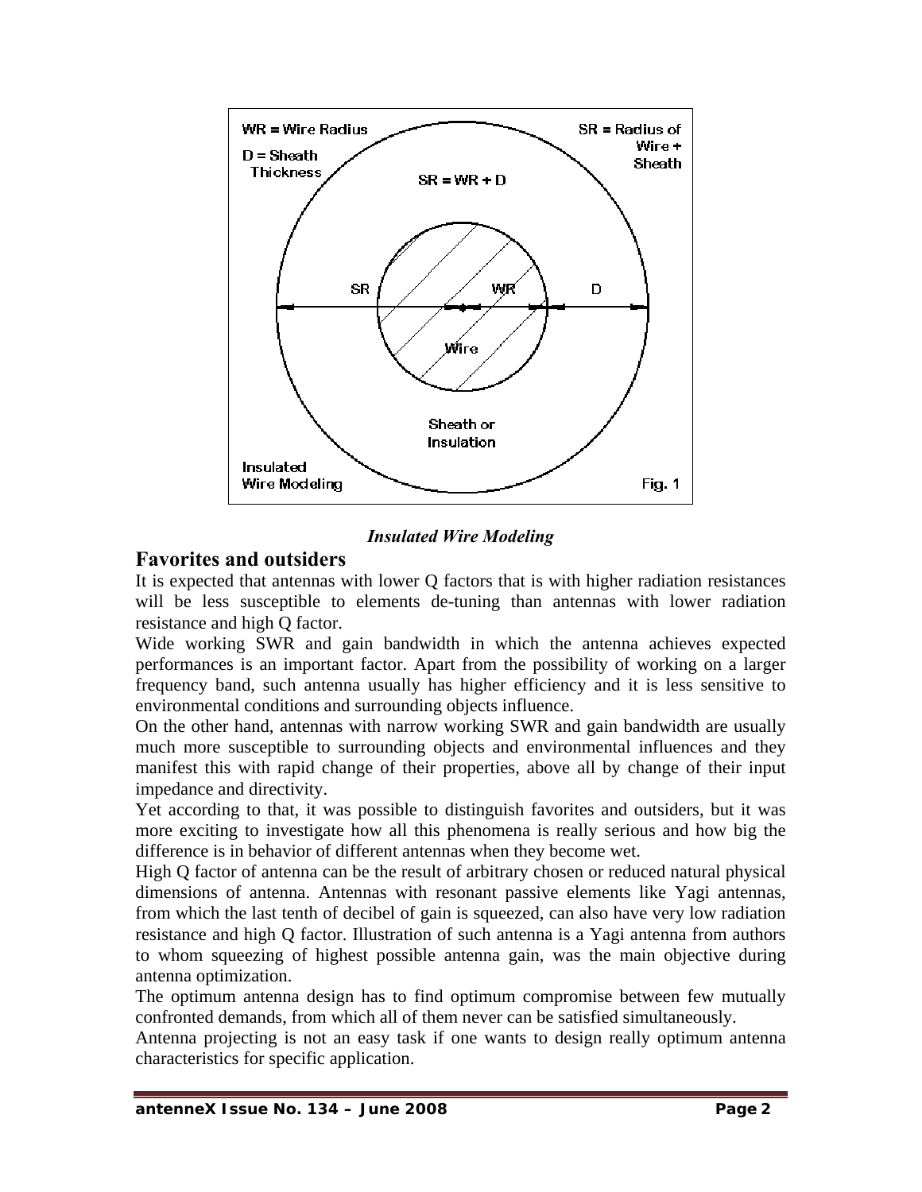*Insulated Wire Modeling*

## Favorites and outsiders

It is expected that antennas with lower Q factors that is with higher radiation resistances will be less susceptible to elements de-tuning than antennas with lower radiation resistance and high Q factor.

Wide working SWR and gain bandwidth in which the antenna achieves expected performances is an important factor. Apart from the possibility of working on a larger frequency band, such antenna usually has higher efficiency and it is less sensitive to environmental conditions and surrounding objects influence.

On the other hand, antennas with narrow working SWR and gain bandwidth are usually much more susceptible to surrounding objects and environmental influences and they manifest this with rapid change of their properties, above all by change of their input impedance and directivity.

Yet according to that, it was possible to distinguish favorites and outsiders, but it was more exciting to investigate how all this phenomena is really serious and how big the difference is in behavior of different antennas when they become wet.

High Q factor of antenna can be the result of arbitrary chosen or reduced natural physical dimensions of antenna. Antennas with resonant passive elements like Yagi antennas, from which the last tenth of decibel of gain is squeezed, can also have very low radiation resistance and high Q factor. Illustration of such antenna is a Yagi antenna from authors to whom squeezing of highest possible antenna gain, was the main objective during antenna optimization.

The optimum antenna design has to find optimum compromise between few mutually confronted demands, from which all of them never can be satisfied simultaneously.

Antenna projecting is not an easy task if one wants to design really optimum antenna characteristics for specific application.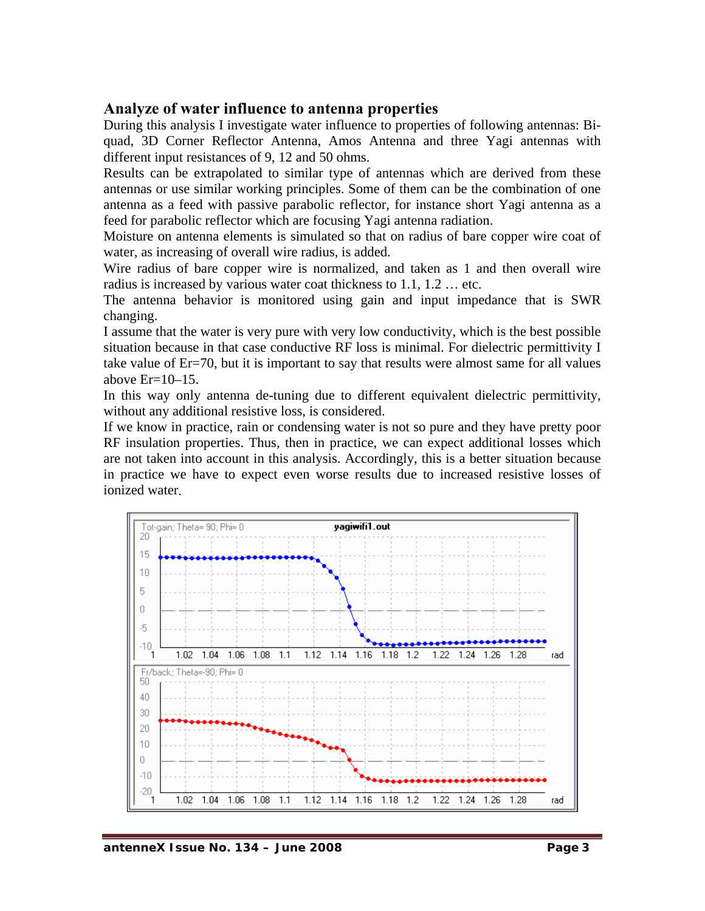## Analyze of water influence to antenna properties

During this analysis I investigate water influence to properties of following antennas: Bi-quad, 3D Corner Reflector Antenna, Amos Antenna and three Yagi antennas with different input resistances of 9, 12 and 50 ohms.

Results can be extrapolated to similar type of antennas which are derived from these antennas or use similar working principles. Some of them can be the combination of one antenna as a feed with passive parabolic reflector, for instance short Yagi antenna as a feed for parabolic reflector which are focusing Yagi antenna radiation.

Moisture on antenna elements is simulated so that on radius of bare copper wire coat of water, as increasing of overall wire radius, is added.

Wire radius of bare copper wire is normalized, and taken as 1 and then overall wire radius is increased by various water coat thickness to 1.1, 1.2 … etc.

The antenna behavior is monitored using gain and input impedance that is SWR changing.

I assume that the water is very pure with very low conductivity, which is the best possible situation because in that case conductive RF loss is minimal. For dielectric permittivity I take value of Er=70, but it is important to say that results were almost same for all values above Er=10–15.

In this way only antenna de-tuning due to different equivalent dielectric permittivity, without any additional resistive loss, is considered.

If we know in practice, rain or condensing water is not so pure and they have pretty poor RF insulation properties. Thus, then in practice, we can expect additional losses which are not taken into account in this analysis. Accordingly, this is a better situation because in practice we have to expect even worse results due to increased resistive losses of ionized water.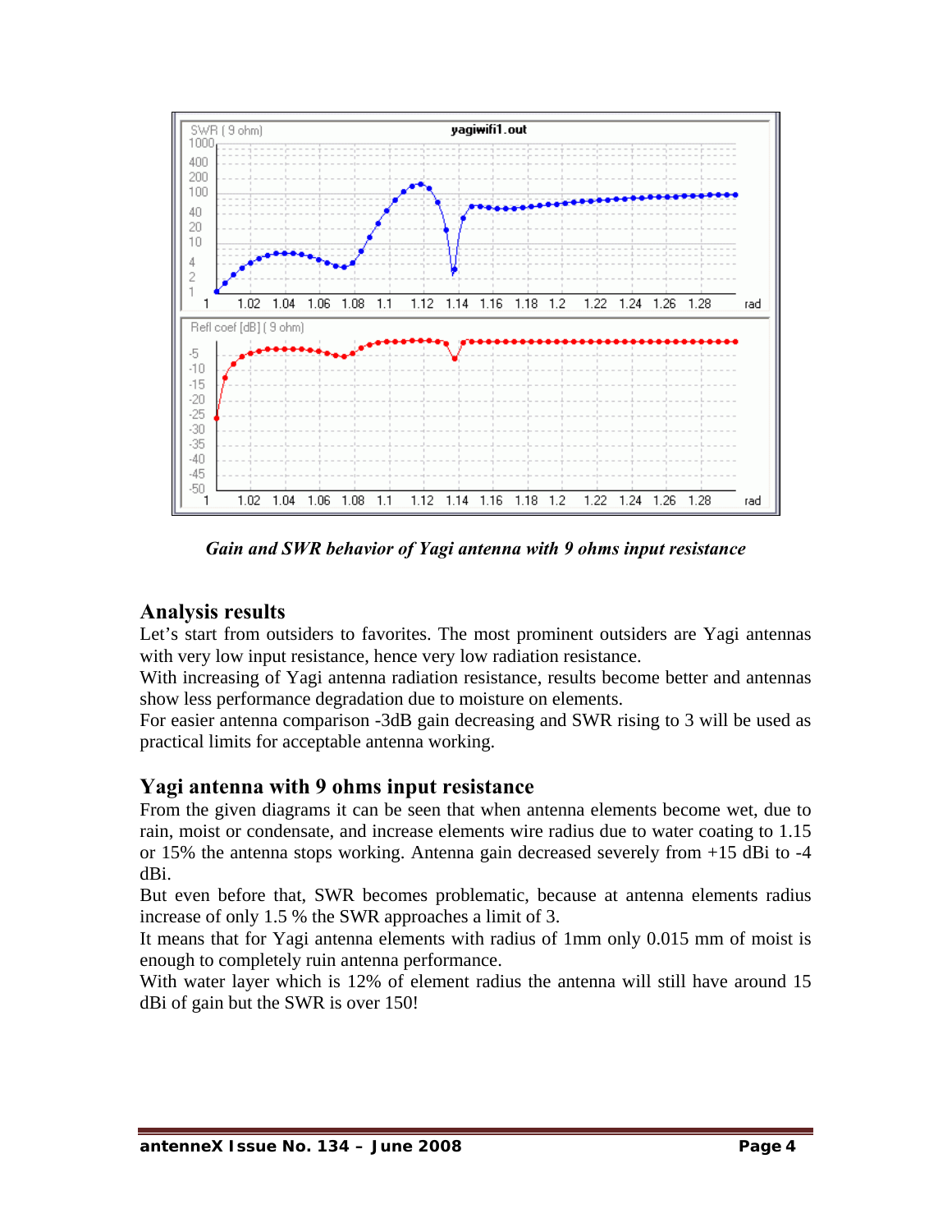*Gain and SWR behavior of Yagi antenna with 9 ohms input resistance*

## Analysis results

Let's start from outsiders to favorites. The most prominent outsiders are Yagi antennas with very low input resistance, hence very low radiation resistance.

With increasing of Yagi antenna radiation resistance, results become better and antennas show less performance degradation due to moisture on elements.

For easier antenna comparison -3dB gain decreasing and SWR rising to 3 will be used as practical limits for acceptable antenna working.

## Yagi antenna with 9 ohms input resistance

From the given diagrams it can be seen that when antenna elements become wet, due to rain, moist or condensate, and increase elements wire radius due to water coating to 1.15 or 15% the antenna stops working. Antenna gain decreased severely from +15 dBi to -4 dBi.

But even before that, SWR becomes problematic, because at antenna elements radius increase of only 1.5 % the SWR approaches a limit of 3.

It means that for Yagi antenna elements with radius of 1mm only 0.015 mm of moist is enough to completely ruin antenna performance.

With water layer which is 12% of element radius the antenna will still have around 15 dBi of gain but the SWR is over 150!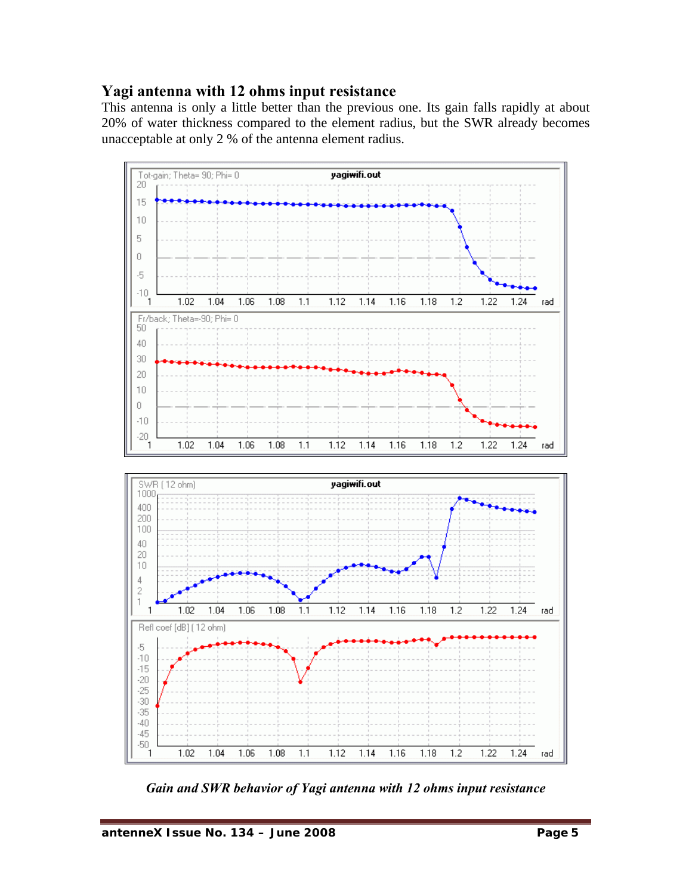## Yagi antenna with 12 ohms input resistance

This antenna is only a little better than the previous one. Its gain falls rapidly at about 20% of water thickness compared to the element radius, but the SWR already becomes unacceptable at only 2 % of the antenna element radius.

*Gain and SWR behavior of Yagi antenna with 12 ohms input resistance*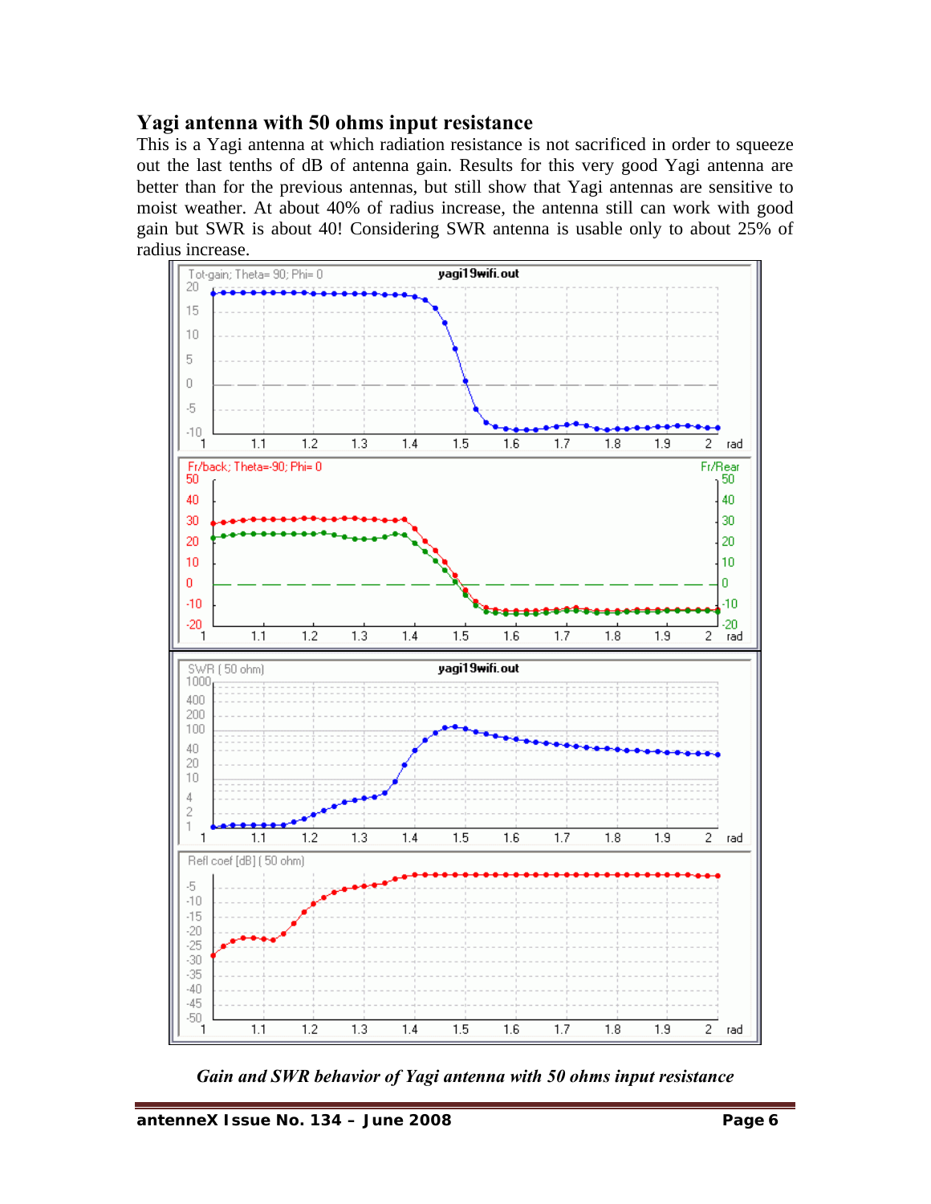## Yagi antenna with 50 ohms input resistance

This is a Yagi antenna at which radiation resistance is not sacrificed in order to squeeze out the last tenths of dB of antenna gain. Results for this very good Yagi antenna are better than for the previous antennas, but still show that Yagi antennas are sensitive to moist weather. At about 40% of radius increase, the antenna still can work with good gain but SWR is about 40! Considering SWR antenna is usable only to about 25% of radius increase.

*Gain and SWR behavior of Yagi antenna with 50 ohms input resistance*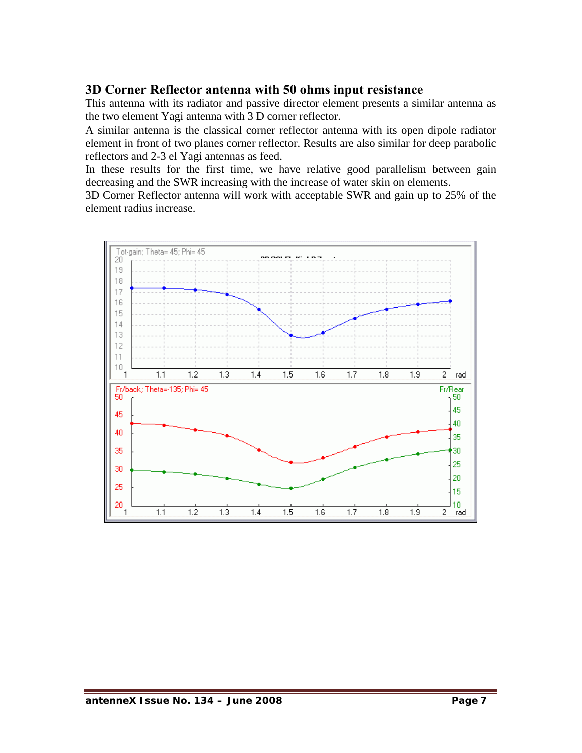## 3D Corner Reflector antenna with 50 ohms input resistance

This antenna with its radiator and passive director element presents a similar antenna as the two element Yagi antenna with 3 D corner reflector.

A similar antenna is the classical corner reflector antenna with its open dipole radiator element in front of two planes corner reflector. Results are also similar for deep parabolic reflectors and 2-3 el Yagi antennas as feed.

In these results for the first time, we have relative good parallelism between gain decreasing and the SWR increasing with the increase of water skin on elements.

3D Corner Reflector antenna will work with acceptable SWR and gain up to 25% of the element radius increase.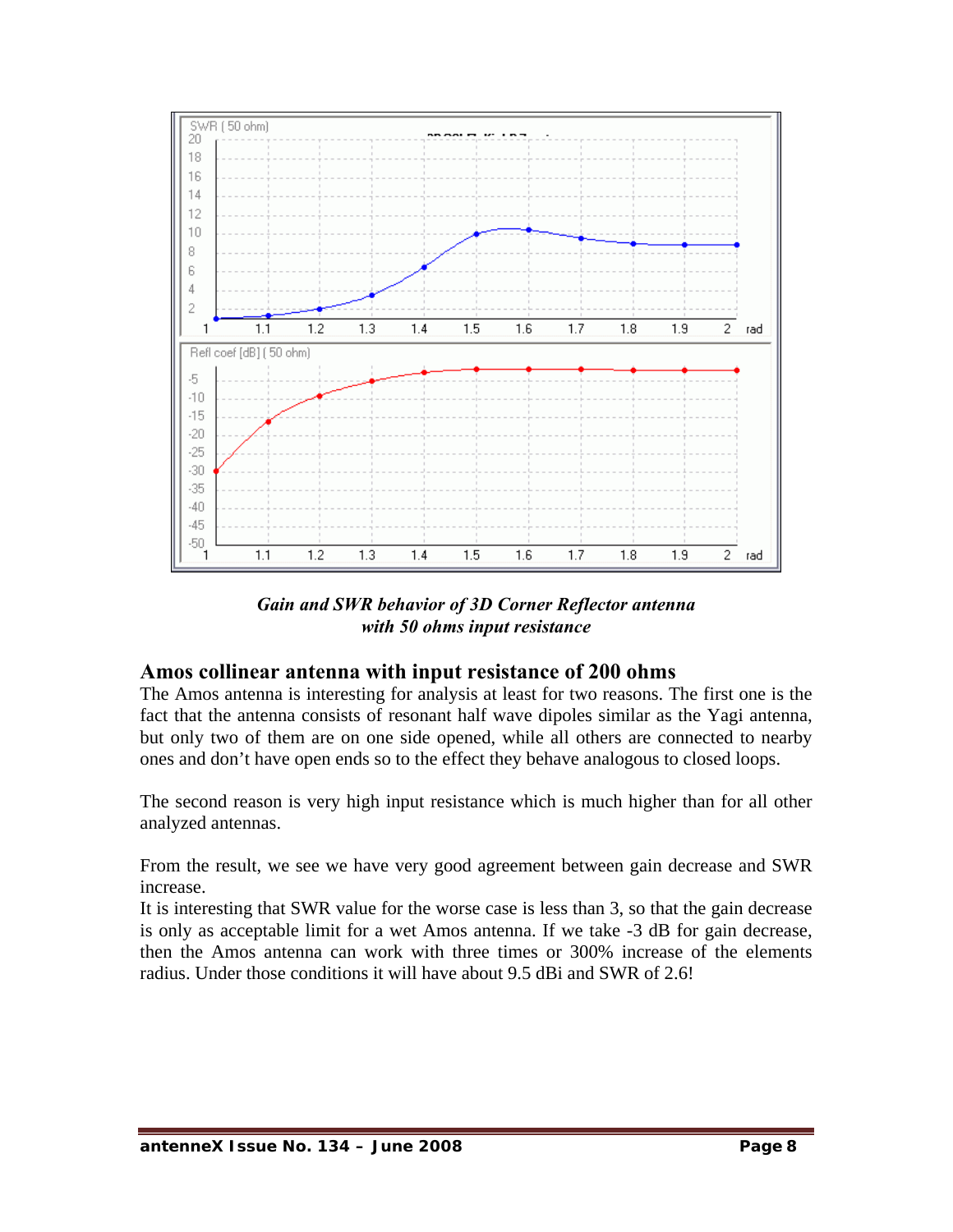*Gain and SWR behavior of 3D Corner Reflector antenna with 50 ohms input resistance*

## Amos collinear antenna with input resistance of 200 ohms

The Amos antenna is interesting for analysis at least for two reasons. The first one is the fact that the antenna consists of resonant half wave dipoles similar as the Yagi antenna, but only two of them are on one side opened, while all others are connected to nearby ones and don't have open ends so to the effect they behave analogous to closed loops.

The second reason is very high input resistance which is much higher than for all other analyzed antennas.

From the result, we see we have very good agreement between gain decrease and SWR increase.
It is interesting that SWR value for the worse case is less than 3, so that the gain decrease is only as acceptable limit for a wet Amos antenna. If we take -3 dB for gain decrease, then the Amos antenna can work with three times or 300% increase of the elements radius. Under those conditions it will have about 9.5 dBi and SWR of 2.6!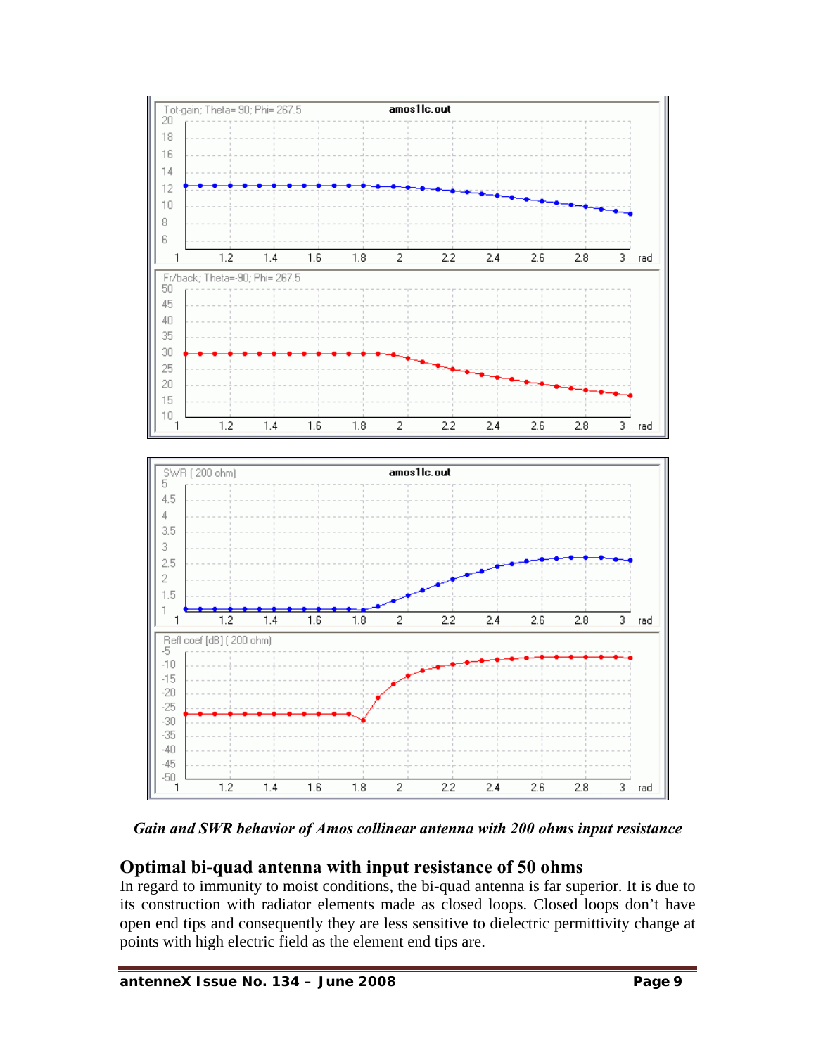*Gain and SWR behavior of Amos collinear antenna with 200 ohms input resistance*

## Optimal bi-quad antenna with input resistance of 50 ohms

In regard to immunity to moist conditions, the bi-quad antenna is far superior. It is due to its construction with radiator elements made as closed loops. Closed loops don't have open end tips and consequently they are less sensitive to dielectric permittivity change at points with high electric field as the element end tips are.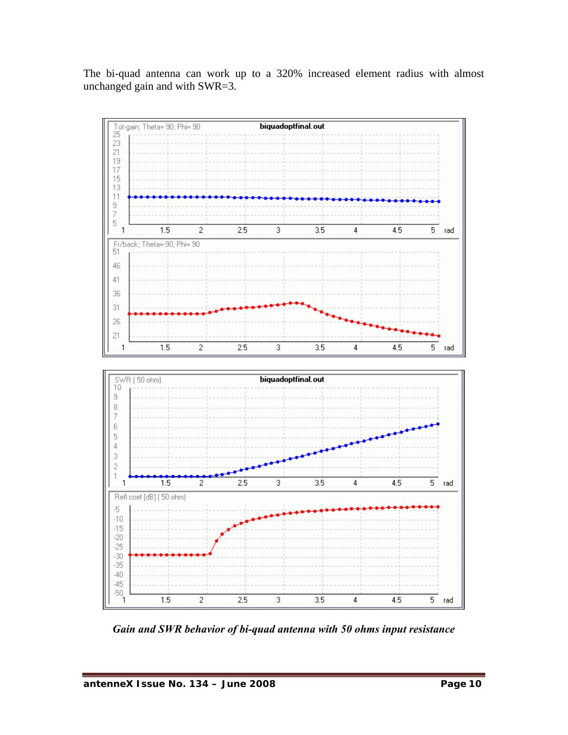The bi-quad antenna can work up to a 320% increased element radius with almost unchanged gain and with SWR=3.

*Gain and SWR behavior of bi-quad antenna with 50 ohms input resistance*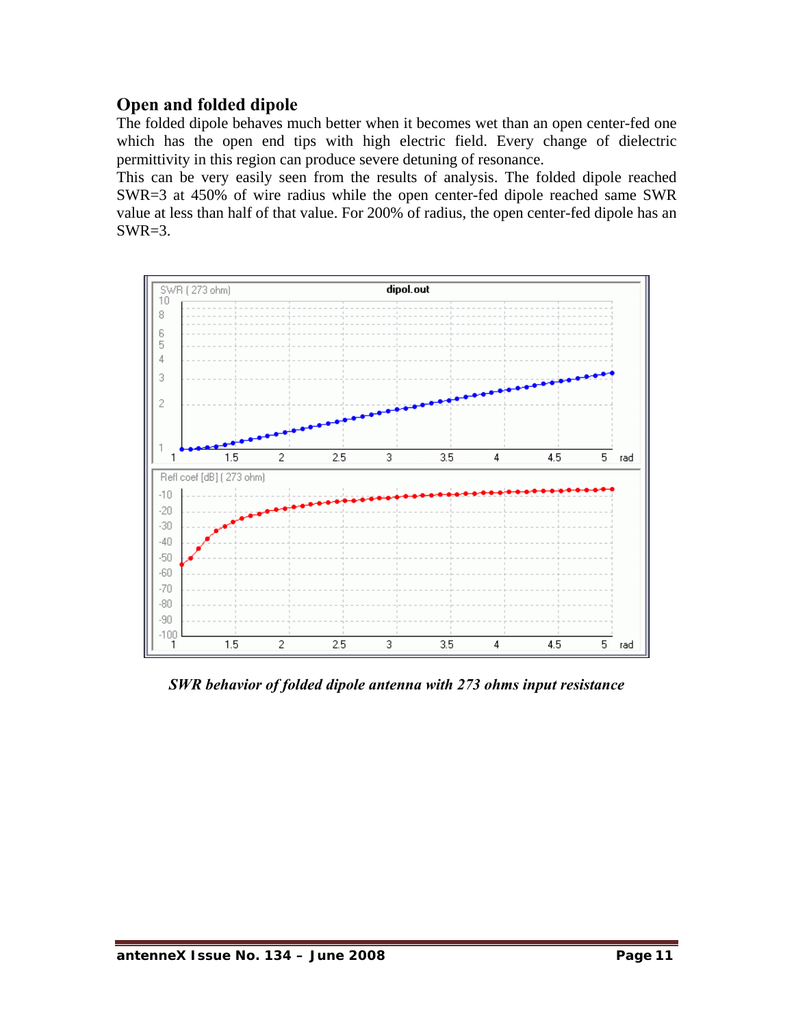## Open and folded dipole

The folded dipole behaves much better when it becomes wet than an open center-fed one which has the open end tips with high electric field. Every change of dielectric permittivity in this region can produce severe detuning of resonance.

This can be very easily seen from the results of analysis. The folded dipole reached SWR=3 at 450% of wire radius while the open center-fed dipole reached same SWR value at less than half of that value. For 200% of radius, the open center-fed dipole has an SWR=3.

*SWR behavior of folded dipole antenna with 273 ohms input resistance*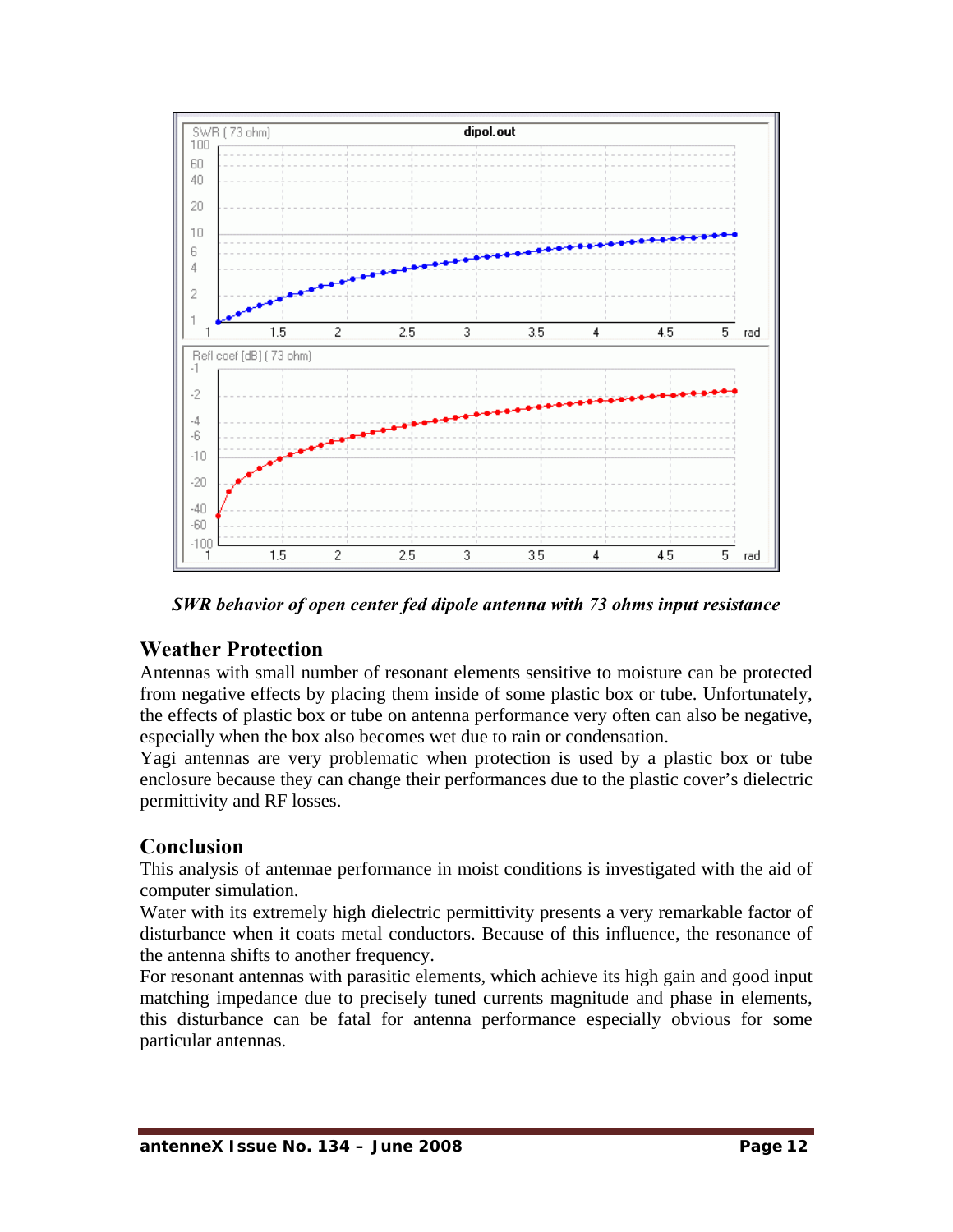*SWR behavior of open center fed dipole antenna with 73 ohms input resistance*

## Weather Protection

Antennas with small number of resonant elements sensitive to moisture can be protected from negative effects by placing them inside of some plastic box or tube. Unfortunately, the effects of plastic box or tube on antenna performance very often can also be negative, especially when the box also becomes wet due to rain or condensation.

Yagi antennas are very problematic when protection is used by a plastic box or tube enclosure because they can change their performances due to the plastic cover's dielectric permittivity and RF losses.

## Conclusion

This analysis of antennae performance in moist conditions is investigated with the aid of computer simulation.

Water with its extremely high dielectric permittivity presents a very remarkable factor of disturbance when it coats metal conductors. Because of this influence, the resonance of the antenna shifts to another frequency.

For resonant antennas with parasitic elements, which achieve its high gain and good input matching impedance due to precisely tuned currents magnitude and phase in elements, this disturbance can be fatal for antenna performance especially obvious for some particular antennas.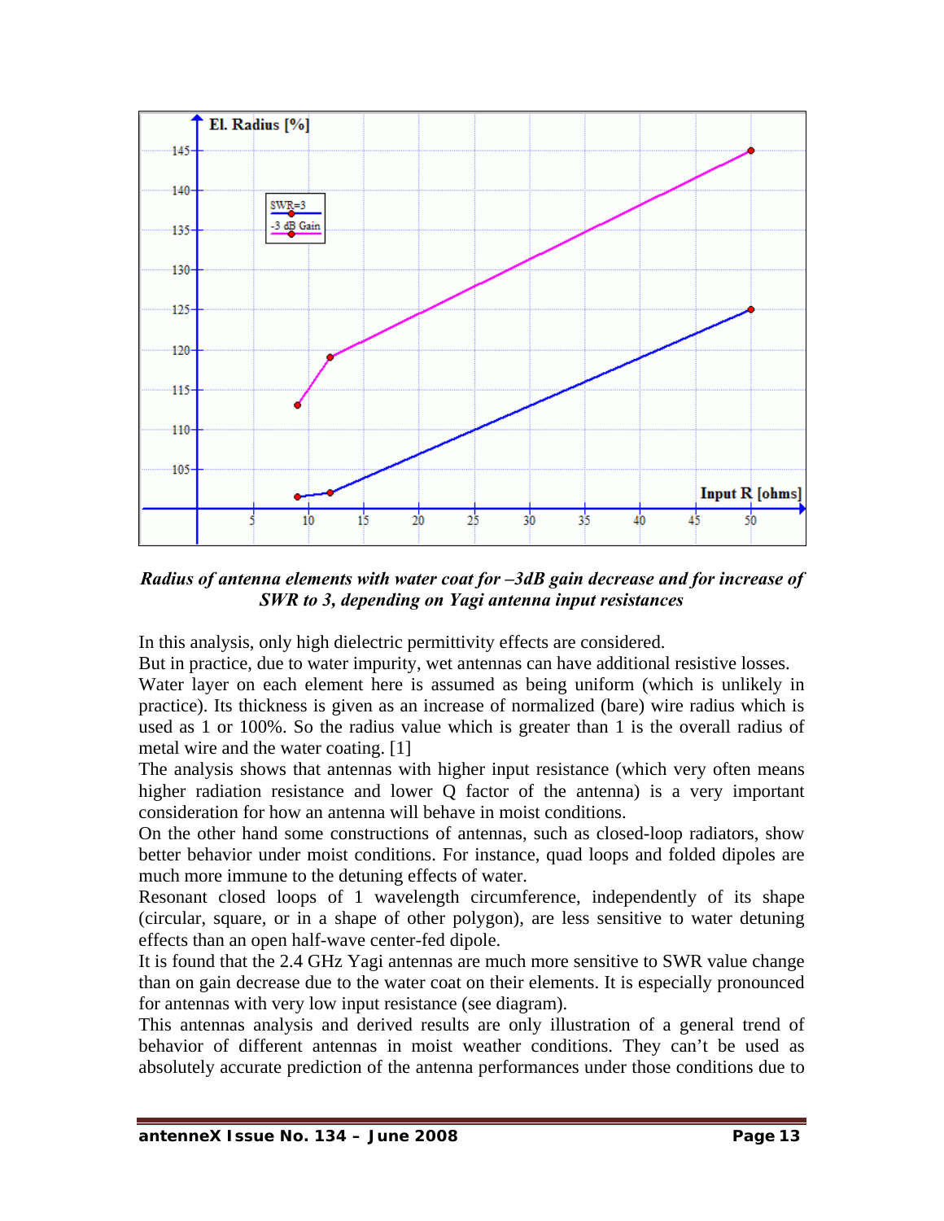*Radius of antenna elements with water coat for –3dB gain decrease and for increase of SWR to 3, depending on Yagi antenna input resistances*

In this analysis, only high dielectric permittivity effects are considered.
But in practice, due to water impurity, wet antennas can have additional resistive losses.
Water layer on each element here is assumed as being uniform (which is unlikely in practice). Its thickness is given as an increase of normalized (bare) wire radius which is used as 1 or 100%. So the radius value which is greater than 1 is the overall radius of metal wire and the water coating. [1]
The analysis shows that antennas with higher input resistance (which very often means higher radiation resistance and lower Q factor of the antenna) is a very important consideration for how an antenna will behave in moist conditions.
On the other hand some constructions of antennas, such as closed-loop radiators, show better behavior under moist conditions. For instance, quad loops and folded dipoles are much more immune to the detuning effects of water.
Resonant closed loops of 1 wavelength circumference, independently of its shape (circular, square, or in a shape of other polygon), are less sensitive to water detuning effects than an open half-wave center-fed dipole.
It is found that the 2.4 GHz Yagi antennas are much more sensitive to SWR value change than on gain decrease due to the water coat on their elements. It is especially pronounced for antennas with very low input resistance (see diagram).
This antennas analysis and derived results are only illustration of a general trend of behavior of different antennas in moist weather conditions. They can't be used as absolutely accurate prediction of the antenna performances under those conditions due to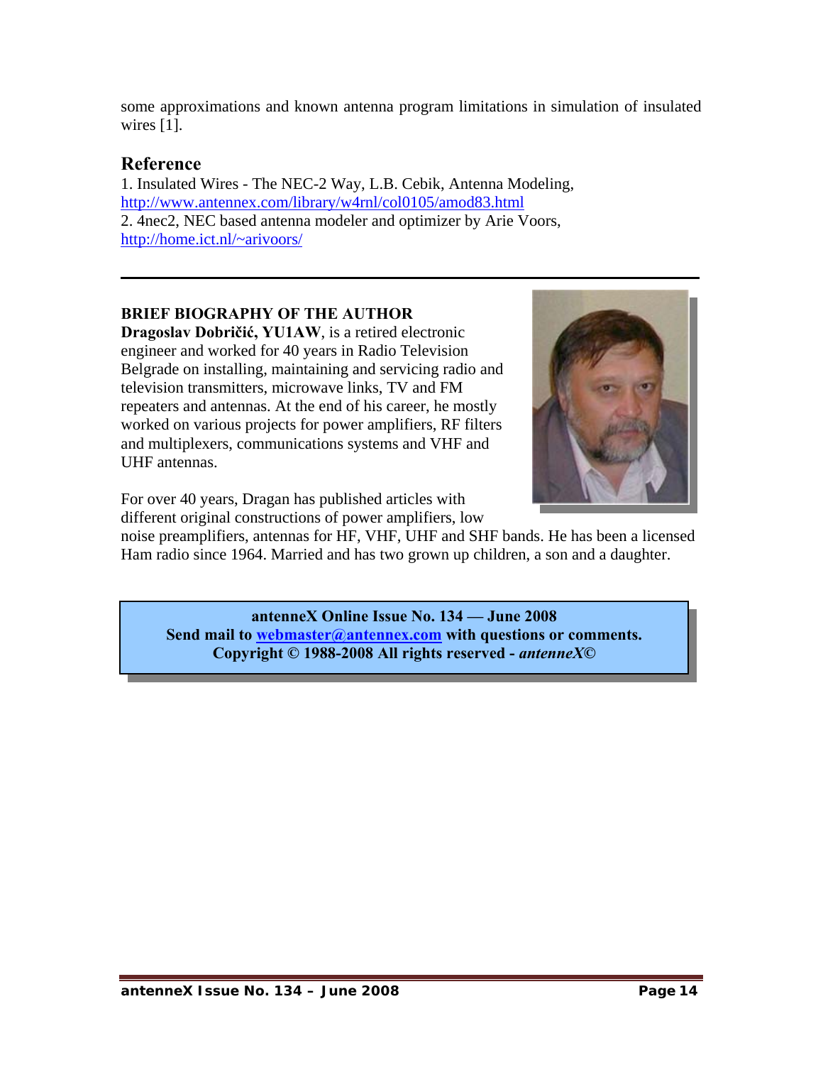some approximations and known antenna program limitations in simulation of insulated wires [1].

## Reference

1. Insulated Wires - The NEC-2 Way, L.B. Cebik, Antenna Modeling, http://www.antennex.com/library/w4rnl/col0105/amod83.html
2. 4nec2, NEC based antenna modeler and optimizer by Arie Voors, http://home.ict.nl/~arivoors/

---

**BRIEF BIOGRAPHY OF THE AUTHOR**

**Dragoslav Dobričić, YU1AW**, is a retired electronic engineer and worked for 40 years in Radio Television Belgrade on installing, maintaining and servicing radio and television transmitters, microwave links, TV and FM repeaters and antennas. At the end of his career, he mostly worked on various projects for power amplifiers, RF filters and multiplexers, communications systems and VHF and UHF antennas.

For over 40 years, Dragan has published articles with different original constructions of power amplifiers, low noise preamplifiers, antennas for HF, VHF, UHF and SHF bands. He has been a licensed Ham radio since 1964. Married and has two grown up children, a son and a daughter.

**antenneX Online Issue No. 134 — June 2008**
**Send mail to webmaster@antennex.com with questions or comments.**
**Copyright © 1988-2008 All rights reserved - *antenneX©***